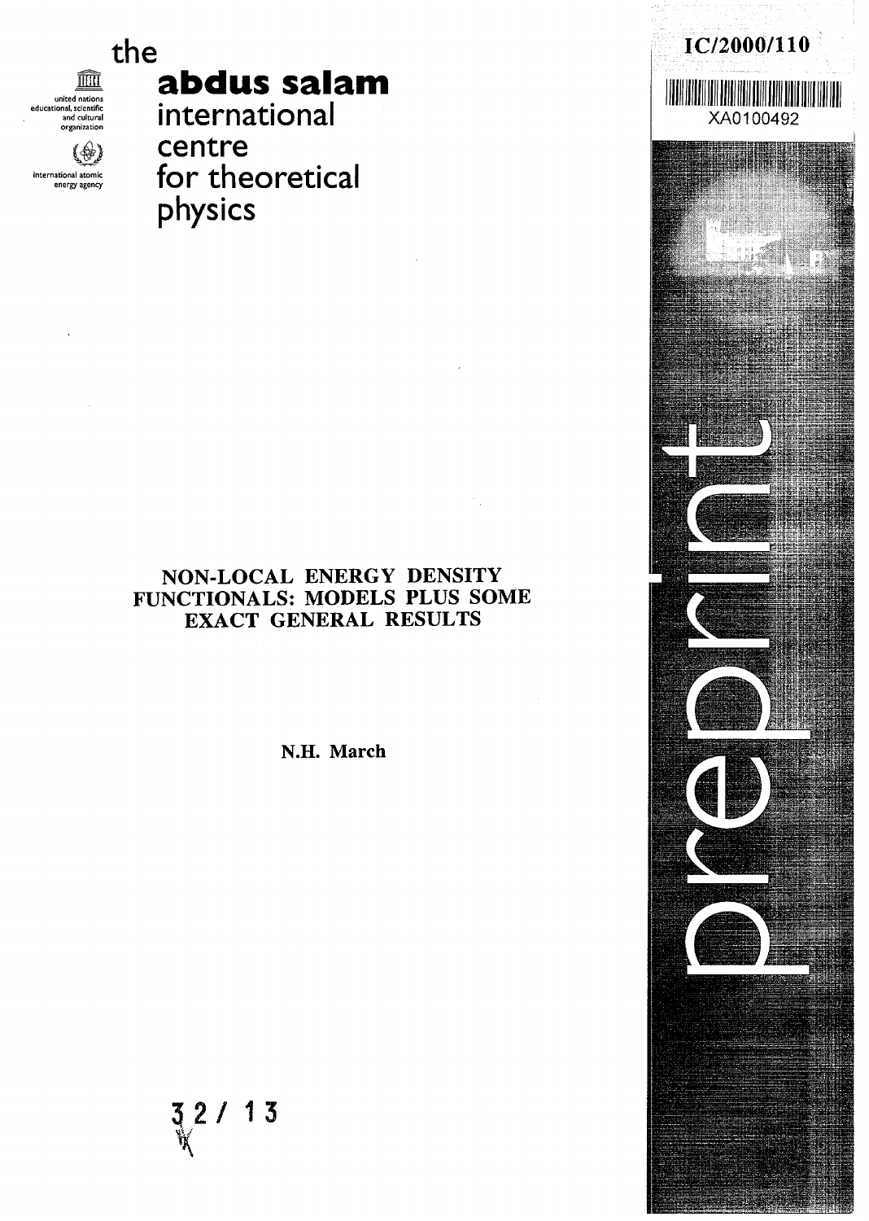IC/2000/110

XA0100492

the
**abdus salam**
international
centre
for theoretical
physics

united nations educational, scientific and cultural organization

international atomic energy agency

# NON-LOCAL ENERGY DENSITY FUNCTIONALS: MODELS PLUS SOME EXACT GENERAL RESULTS

**N.H. March**

preprint

32/ 13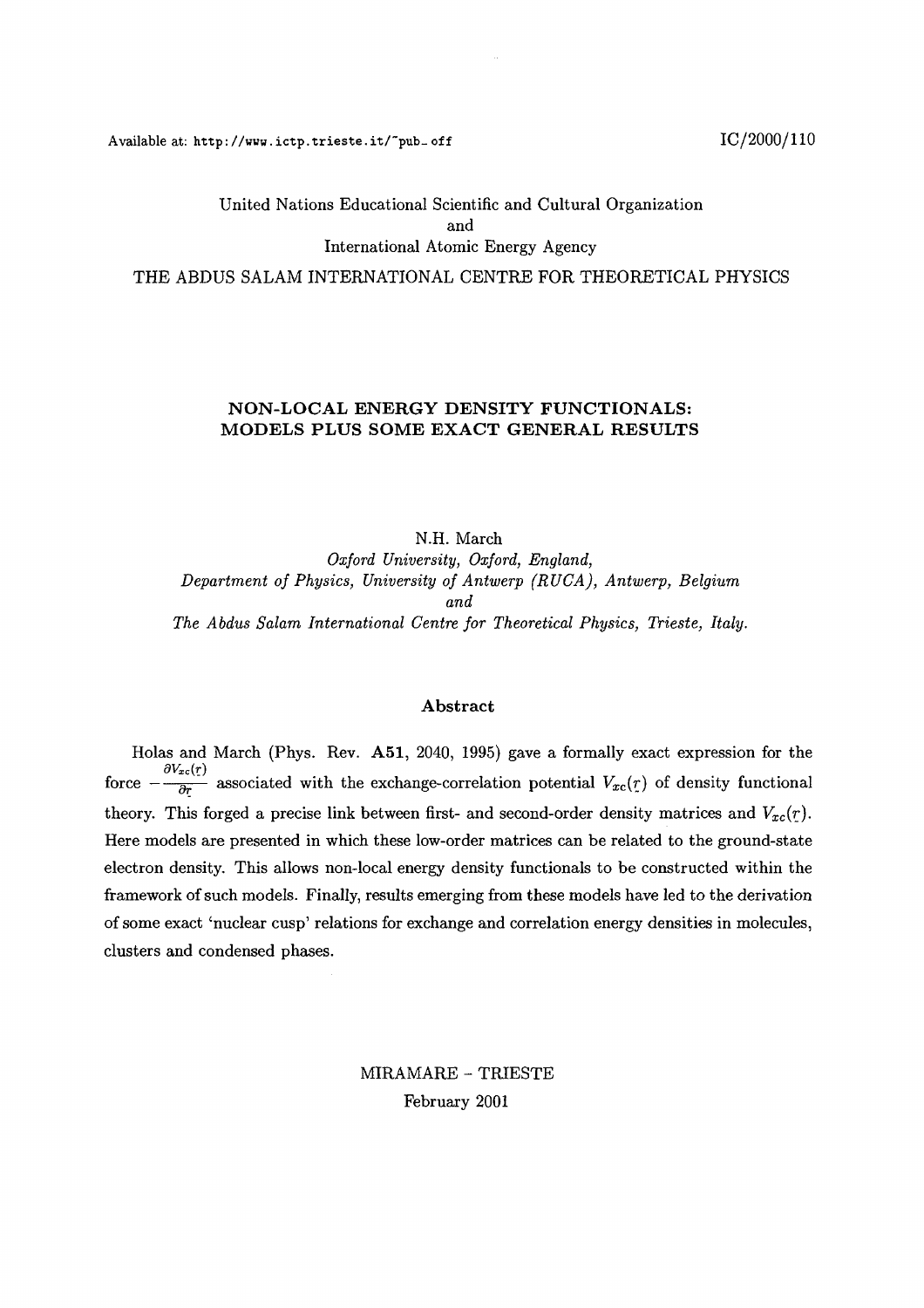Available at: http://www.ictp.trieste.it/~pub_off IC/2000/110

United Nations Educational Scientific and Cultural Organization
and
International Atomic Energy Agency

THE ABDUS SALAM INTERNATIONAL CENTRE FOR THEORETICAL PHYSICS

# NON-LOCAL ENERGY DENSITY FUNCTIONALS: MODELS PLUS SOME EXACT GENERAL RESULTS

N.H. March

*Oxford University, Oxford, England,*
*Department of Physics, University of Antwerp (RUCA), Antwerp, Belgium*
*and*
*The Abdus Salam International Centre for Theoretical Physics, Trieste, Italy.*

## Abstract

Holas and March (Phys. Rev. **A51**, 2040, 1995) gave a formally exact expression for the force $-\frac{\partial V_{xc}(\underline{r})}{\partial \underline{r}}$ associated with the exchange-correlation potential $V_{xc}(\underline{r})$ of density functional theory. This forged a precise link between first- and second-order density matrices and $V_{xc}(\underline{r})$. Here models are presented in which these low-order matrices can be related to the ground-state electron density. This allows non-local energy density functionals to be constructed within the framework of such models. Finally, results emerging from these models have led to the derivation of some exact 'nuclear cusp' relations for exchange and correlation energy densities in molecules, clusters and condensed phases.

MIRAMARE – TRIESTE
February 2001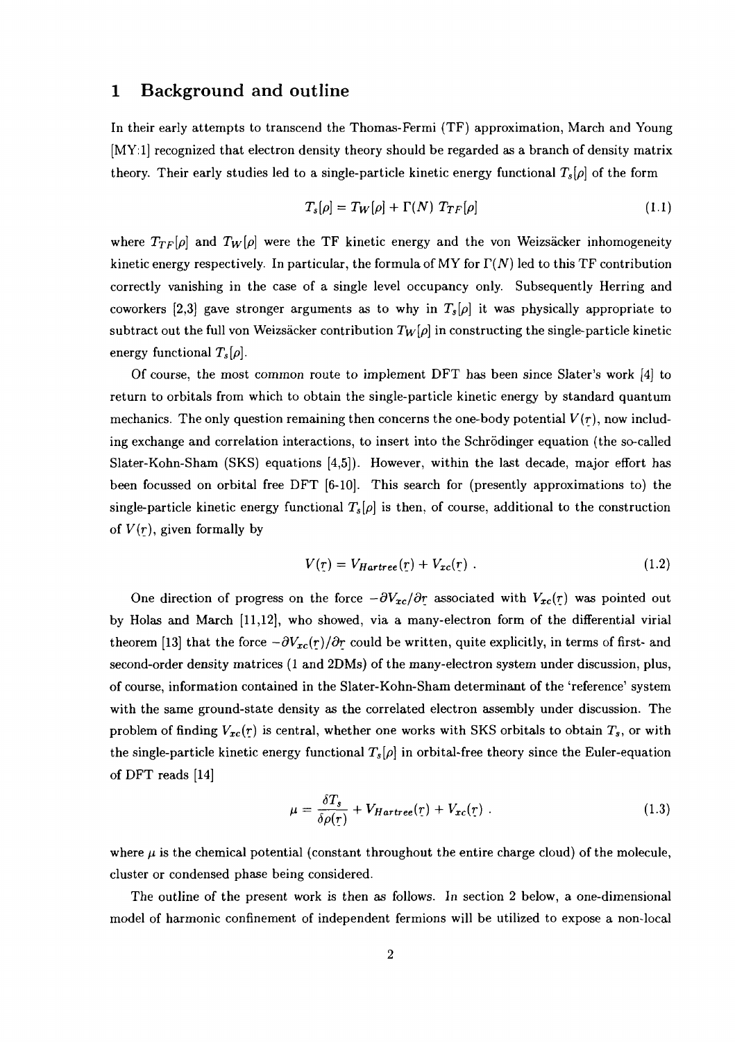## 1 Background and outline

In their early attempts to transcend the Thomas-Fermi (TF) approximation, March and Young [MY:1] recognized that electron density theory should be regarded as a branch of density matrix theory. Their early studies led to a single-particle kinetic energy functional $T_s[\rho]$ of the form

$$T_s[\rho] = T_W[\rho] + \Gamma(N)\ T_{TF}[\rho] \tag{1.1}$$

where $T_{TF}[\rho]$ and $T_W[\rho]$ were the TF kinetic energy and the von Weizsäcker inhomogeneity kinetic energy respectively. In particular, the formula of MY for $\Gamma(N)$ led to this TF contribution correctly vanishing in the case of a single level occupancy only. Subsequently Herring and coworkers [2,3] gave stronger arguments as to why in $T_s[\rho]$ it was physically appropriate to subtract out the full von Weizsäcker contribution $T_W[\rho]$ in constructing the single-particle kinetic energy functional $T_s[\rho]$.

Of course, the most common route to implement DFT has been since Slater's work [4] to return to orbitals from which to obtain the single-particle kinetic energy by standard quantum mechanics. The only question remaining then concerns the one-body potential $V(\underset{\sim}{r})$, now including exchange and correlation interactions, to insert into the Schrödinger equation (the so-called Slater-Kohn-Sham (SKS) equations [4,5]). However, within the last decade, major effort has been focussed on orbital free DFT [6-10]. This search for (presently approximations to) the single-particle kinetic energy functional $T_s[\rho]$ is then, of course, additional to the construction of $V(\underset{\sim}{r})$, given formally by

$$V(\underset{\sim}{r}) = V_{Hartree}(\underset{\sim}{r}) + V_{xc}(\underset{\sim}{r})\ . \tag{1.2}$$

One direction of progress on the force $-\partial V_{xc}/\partial \underset{\sim}{r}$ associated with $V_{xc}(\underset{\sim}{r})$ was pointed out by Holas and March [11,12], who showed, via a many-electron form of the differential virial theorem [13] that the force $-\partial V_{xc}(\underset{\sim}{r})/\partial \underset{\sim}{r}$ could be written, quite explicitly, in terms of first- and second-order density matrices (1 and 2DMs) of the many-electron system under discussion, plus, of course, information contained in the Slater-Kohn-Sham determinant of the 'reference' system with the same ground-state density as the correlated electron assembly under discussion. The problem of finding $V_{xc}(\underset{\sim}{r})$ is central, whether one works with SKS orbitals to obtain $T_s$, or with the single-particle kinetic energy functional $T_s[\rho]$ in orbital-free theory since the Euler-equation of DFT reads [14]

$$\mu = \frac{\delta T_s}{\delta \rho(\underset{\sim}{r})} + V_{Hartree}(\underset{\sim}{r}) + V_{xc}(\underset{\sim}{r})\ . \tag{1.3}$$

where $\mu$ is the chemical potential (constant throughout the entire charge cloud) of the molecule, cluster or condensed phase being considered.

The outline of the present work is then as follows. In section 2 below, a one-dimensional model of harmonic confinement of independent fermions will be utilized to expose a non-local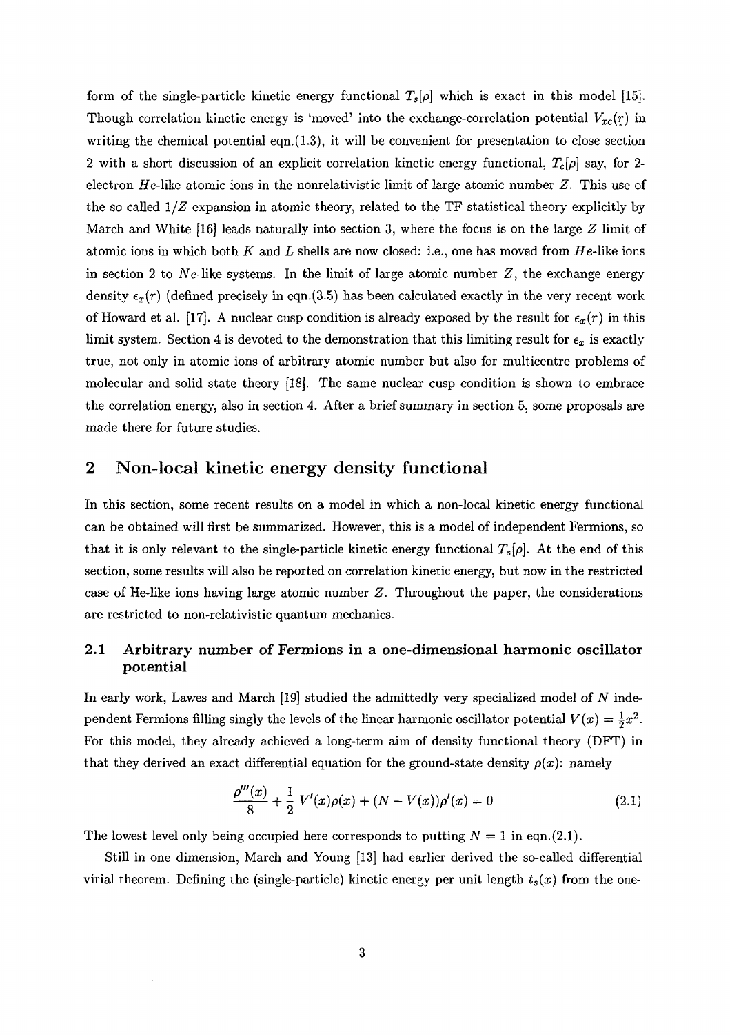form of the single-particle kinetic energy functional $T_s[\rho]$ which is exact in this model [15]. Though correlation kinetic energy is 'moved' into the exchange-correlation potential $V_{xc}(r)$ in writing the chemical potential eqn.(1.3), it will be convenient for presentation to close section 2 with a short discussion of an explicit correlation kinetic energy functional, $T_c[\rho]$ say, for 2-electron $He$-like atomic ions in the nonrelativistic limit of large atomic number $Z$. This use of the so-called $1/Z$ expansion in atomic theory, related to the TF statistical theory explicitly by March and White [16] leads naturally into section 3, where the focus is on the large $Z$ limit of atomic ions in which both $K$ and $L$ shells are now closed: i.e., one has moved from $He$-like ions in section 2 to $Ne$-like systems. In the limit of large atomic number $Z$, the exchange energy density $\epsilon_x(r)$ (defined precisely in eqn.(3.5) has been calculated exactly in the very recent work of Howard et al. [17]. A nuclear cusp condition is already exposed by the result for $\epsilon_x(r)$ in this limit system. Section 4 is devoted to the demonstration that this limiting result for $\epsilon_x$ is exactly true, not only in atomic ions of arbitrary atomic number but also for multicentre problems of molecular and solid state theory [18]. The same nuclear cusp condition is shown to embrace the correlation energy, also in section 4. After a brief summary in section 5, some proposals are made there for future studies.

## 2 Non-local kinetic energy density functional

In this section, some recent results on a model in which a non-local kinetic energy functional can be obtained will first be summarized. However, this is a model of independent Fermions, so that it is only relevant to the single-particle kinetic energy functional $T_s[\rho]$. At the end of this section, some results will also be reported on correlation kinetic energy, but now in the restricted case of He-like ions having large atomic number $Z$. Throughout the paper, the considerations are restricted to non-relativistic quantum mechanics.

### 2.1 Arbitrary number of Fermions in a one-dimensional harmonic oscillator potential

In early work, Lawes and March [19] studied the admittedly very specialized model of $N$ independent Fermions filling singly the levels of the linear harmonic oscillator potential $V(x) = \frac{1}{2}x^2$. For this model, they already achieved a long-term aim of density functional theory (DFT) in that they derived an exact differential equation for the ground-state density $\rho(x)$: namely

$$\frac{\rho'''(x)}{8} + \frac{1}{2}\, V'(x)\rho(x) + (N - V(x))\rho'(x) = 0 \tag{2.1}$$

The lowest level only being occupied here corresponds to putting $N = 1$ in eqn.(2.1).

Still in one dimension, March and Young [13] had earlier derived the so-called differential virial theorem. Defining the (single-particle) kinetic energy per unit length $t_s(x)$ from the one-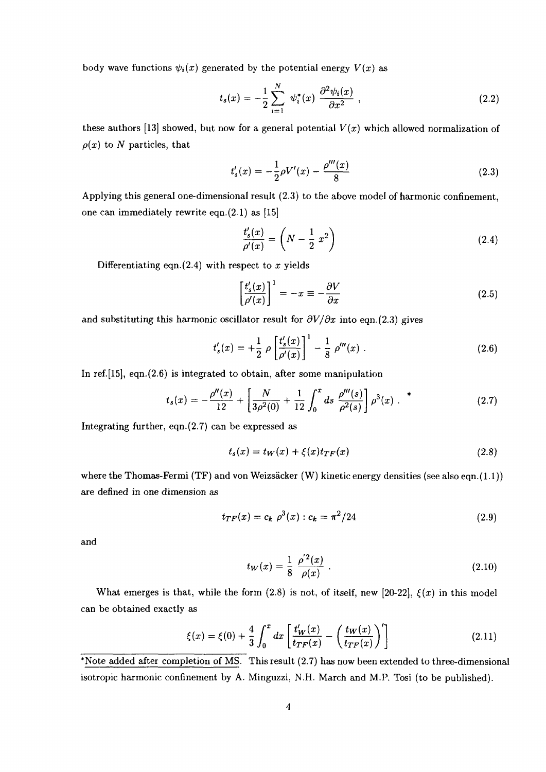body wave functions $\psi_i(x)$ generated by the potential energy $V(x)$ as

$$t_s(x) = -\frac{1}{2}\sum_{i=1}^{N} \psi_i^*(x) \frac{\partial^2 \psi_i(x)}{\partial x^2} , \tag{2.2}$$

these authors [13] showed, but now for a general potential $V(x)$ which allowed normalization of $\rho(x)$ to $N$ particles, that

$$t_s'(x) = -\frac{1}{2}\rho V'(x) - \frac{\rho'''(x)}{8} \tag{2.3}$$

Applying this general one-dimensional result (2.3) to the above model of harmonic confinement, one can immediately rewrite eqn.(2.1) as [15]

$$\frac{t_s'(x)}{\rho'(x)} = \left(N - \frac{1}{2}\, x^2\right) \tag{2.4}$$

Differentiating eqn.(2.4) with respect to $x$ yields

$$\left[\frac{t_s'(x)}{\rho'(x)}\right]^1 = -x \equiv -\frac{\partial V}{\partial x} \tag{2.5}$$

and substituting this harmonic oscillator result for $\partial V/\partial x$ into eqn.(2.3) gives

$$t_s'(x) = +\frac{1}{2}\, \rho \left[\frac{t_s'(x)}{\rho'(x)}\right]^1 - \frac{1}{8}\, \rho'''(x) . \tag{2.6}$$

In ref.[15], eqn.(2.6) is integrated to obtain, after some manipulation

$$t_s(x) = -\frac{\rho''(x)}{12} + \left[\frac{N}{3\rho^2(0)} + \frac{1}{12}\int_0^x ds\, \frac{\rho'''(s)}{\rho^2(s)}\right] \rho^3(x) \; . \; ^* \tag{2.7}$$

Integrating further, eqn.(2.7) can be expressed as

$$t_s(x) = t_W(x) + \xi(x) t_{TF}(x) \tag{2.8}$$

where the Thomas-Fermi (TF) and von Weizsäcker (W) kinetic energy densities (see also eqn.(1.1)) are defined in one dimension as

$$t_{TF}(x) = c_k\, \rho^3(x) : c_k = \pi^2/24 \tag{2.9}$$

and

$$t_W(x) = \frac{1}{8}\, \frac{\rho'^2(x)}{\rho(x)} \; . \tag{2.10}$$

What emerges is that, while the form (2.8) is not, of itself, new [20-22], $\xi(x)$ in this model can be obtained exactly as

$$\xi(x) = \xi(0) + \frac{4}{3}\int_0^x dx \left[\frac{t_W'(x)}{t_{TF}(x)} - \left(\frac{t_W(x)}{t_{TF}(x)}\right)'\right] \tag{2.11}$$

---

*Note added after completion of MS. This result (2.7) has now been extended to three-dimensional isotropic harmonic confinement by A. Minguzzi, N.H. March and M.P. Tosi (to be published).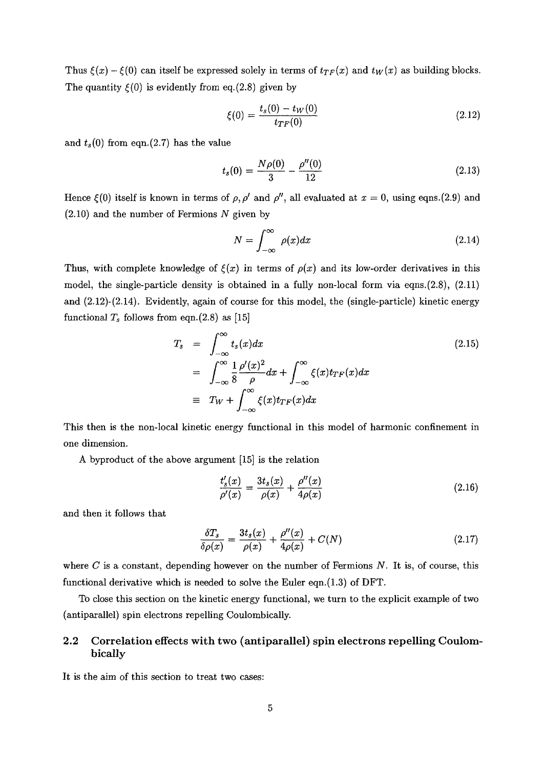Thus $\xi(x) - \xi(0)$ can itself be expressed solely in terms of $t_{TF}(x)$ and $t_W(x)$ as building blocks. The quantity $\xi(0)$ is evidently from eq.(2.8) given by

$$\xi(0) = \frac{t_s(0) - t_W(0)}{t_{TF}(0)} \tag{2.12}$$

and $t_s(0)$ from eqn.(2.7) has the value

$$t_s(0) = \frac{N\rho(0)}{3} - \frac{\rho''(0)}{12} \tag{2.13}$$

Hence $\xi(0)$ itself is known in terms of $\rho, \rho'$ and $\rho''$, all evaluated at $x = 0$, using eqns.(2.9) and (2.10) and the number of Fermions $N$ given by

$$N = \int_{-\infty}^{\infty} \rho(x) dx \tag{2.14}$$

Thus, with complete knowledge of $\xi(x)$ in terms of $\rho(x)$ and its low-order derivatives in this model, the single-particle density is obtained in a fully non-local form via eqns.(2.8), (2.11) and (2.12)-(2.14). Evidently, again of course for this model, the (single-particle) kinetic energy functional $T_s$ follows from eqn.(2.8) as [15]

$$\begin{aligned} T_s &= \int_{-\infty}^{\infty} t_s(x) dx \\ &= \int_{-\infty}^{\infty} \frac{1}{8} \frac{\rho'(x)^2}{\rho} dx + \int_{-\infty}^{\infty} \xi(x) t_{TF}(x) dx \\ &\equiv T_W + \int_{-\infty}^{\infty} \xi(x) t_{TF}(x) dx \end{aligned} \tag{2.15}$$

This then is the non-local kinetic energy functional in this model of harmonic confinement in one dimension.

A byproduct of the above argument [15] is the relation

$$\frac{t_s'(x)}{\rho'(x)} = \frac{3t_s(x)}{\rho(x)} + \frac{\rho''(x)}{4\rho(x)} \tag{2.16}$$

and then it follows that

$$\frac{\delta T_s}{\delta \rho(x)} = \frac{3t_s(x)}{\rho(x)} + \frac{\rho''(x)}{4\rho(x)} + C(N) \tag{2.17}$$

where $C$ is a constant, depending however on the number of Fermions $N$. It is, of course, this functional derivative which is needed to solve the Euler eqn.(1.3) of DFT.

To close this section on the kinetic energy functional, we turn to the explicit example of two (antiparallel) spin electrons repelling Coulombically.

## 2.2 Correlation effects with two (antiparallel) spin electrons repelling Coulombically

It is the aim of this section to treat two cases: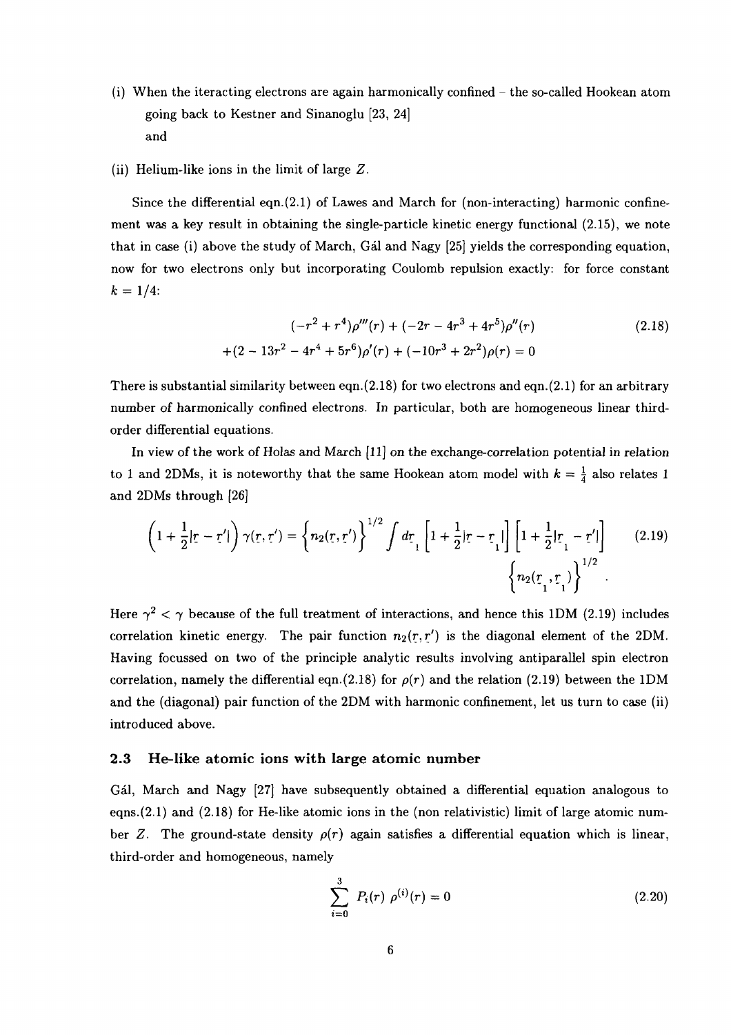(i) When the iteracting electrons are again harmonically confined – the so-called Hookean atom going back to Kestner and Sinanoglu [23, 24]
 and

(ii) Helium-like ions in the limit of large $Z$.

Since the differential eqn.(2.1) of Lawes and March for (non-interacting) harmonic confinement was a key result in obtaining the single-particle kinetic energy functional (2.15), we note that in case (i) above the study of March, Gál and Nagy [25] yields the corresponding equation, now for two electrons only but incorporating Coulomb repulsion exactly: for force constant $k = 1/4$:

$$
\begin{aligned}
(-r^2 + r^4)\rho'''(r) + (-2r - 4r^3 + 4r^5)\rho''(r) \\
+ (2 - 13r^2 - 4r^4 + 5r^6)\rho'(r) + (-10r^3 + 2r^2)\rho(r) = 0
\end{aligned}
\tag{2.18}
$$

There is substantial similarity between eqn.(2.18) for two electrons and eqn.(2.1) for an arbitrary number of harmonically confined electrons. In particular, both are homogeneous linear third-order differential equations.

In view of the work of Holas and March [11] on the exchange-correlation potential in relation to 1 and 2DMs, it is noteworthy that the same Hookean atom model with $k = \frac{1}{4}$ also relates 1 and 2DMs through [26]

$$
\left(1 + \frac{1}{2}|\underline{r} - \underline{r}'|\right)\gamma(\underline{r}, \underline{r}') = \left\{n_2(\underline{r}, \underline{r}')\right\}^{1/2} \int d\underline{r}_1 \left[1 + \frac{1}{2}|\underline{r} - \underline{r}_1|\right]\left[1 + \frac{1}{2}|\underline{r}_1 - \underline{r}'|\right] \left\{n_2(\underline{r}_1, \underline{r}_1)\right\}^{1/2}.
\tag{2.19}
$$

Here $\gamma^2 < \gamma$ because of the full treatment of interactions, and hence this 1DM (2.19) includes correlation kinetic energy. The pair function $n_2(\underline{r}, \underline{r}')$ is the diagonal element of the 2DM. Having focussed on two of the principle analytic results involving antiparallel spin electron correlation, namely the differential eqn.(2.18) for $\rho(r)$ and the relation (2.19) between the 1DM and the (diagonal) pair function of the 2DM with harmonic confinement, let us turn to case (ii) introduced above.

## 2.3 He-like atomic ions with large atomic number

Gál, March and Nagy [27] have subsequently obtained a differential equation analogous to eqns.(2.1) and (2.18) for He-like atomic ions in the (non relativistic) limit of large atomic number $Z$. The ground-state density $\rho(r)$ again satisfies a differential equation which is linear, third-order and homogeneous, namely

$$
\sum_{i=0}^{3} P_i(r)\,\rho^{(i)}(r) = 0
\tag{2.20}
$$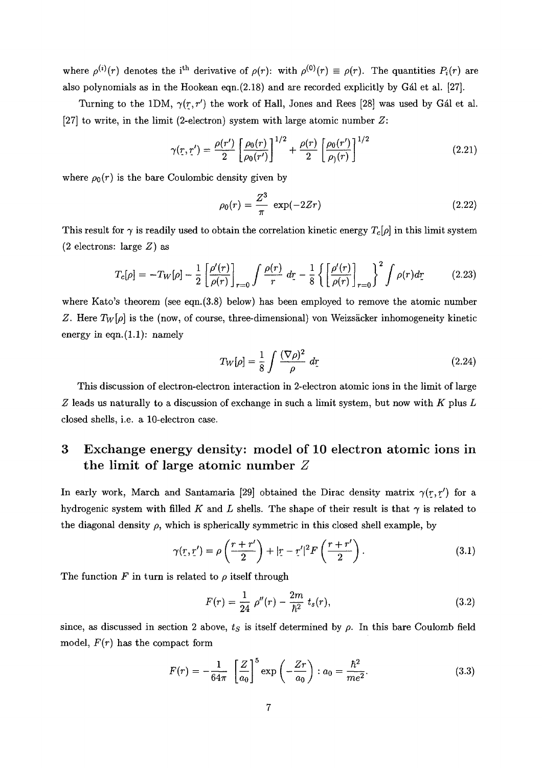where $\rho^{(i)}(r)$ denotes the i$^{\text{th}}$ derivative of $\rho(r)$: with $\rho^{(0)}(r) \equiv \rho(r)$. The quantities $P_i(r)$ are also polynomials as in the Hookean eqn.(2.18) and are recorded explicitly by Gál et al. [27].

Turning to the 1DM, $\gamma(\underline{r}, r')$ the work of Hall, Jones and Rees [28] was used by Gál et al. [27] to write, in the limit (2-electron) system with large atomic number $Z$:

$$\gamma(\underline{r}, \underline{r}') = \frac{\rho(r')}{2}\left[\frac{\rho_0(r)}{\rho_0(r')}\right]^{1/2} + \frac{\rho(r)}{2}\left[\frac{\rho_0(r')}{\rho_)(r)}\right]^{1/2} \tag{2.21}$$

where $\rho_0(r)$ is the bare Coulombic density given by

$$\rho_0(r) = \frac{Z^3}{\pi}\exp(-2Zr) \tag{2.22}$$

This result for $\gamma$ is readily used to obtain the correlation kinetic energy $T_c[\rho]$ in this limit system (2 electrons: large $Z$) as

$$T_c[\rho] = -T_W[\rho] - \frac{1}{2}\left[\frac{\rho'(r)}{\rho(r)}\right]_{r=0}\int\frac{\rho(r)}{r}\,d\underline{r} - \frac{1}{8}\left\{\left[\frac{\rho'(r)}{\rho(r)}\right]_{r=0}\right\}^2\int\rho(r)d\underline{r} \tag{2.23}$$

where Kato's theorem (see eqn.(3.8) below) has been employed to remove the atomic number $Z$. Here $T_W[\rho]$ is the (now, of course, three-dimensional) von Weizsäcker inhomogeneity kinetic energy in eqn.(1.1): namely

$$T_W[\rho] = \frac{1}{8}\int\frac{(\nabla\rho)^2}{\rho}\,d\underline{r} \tag{2.24}$$

This discussion of electron-electron interaction in 2-electron atomic ions in the limit of large $Z$ leads us naturally to a discussion of exchange in such a limit system, but now with $K$ plus $L$ closed shells, i.e. a 10-electron case.

# 3 Exchange energy density: model of 10 electron atomic ions in the limit of large atomic number $Z$

In early work, March and Santamaria [29] obtained the Dirac density matrix $\gamma(\underline{r}, \underline{r}')$ for a hydrogenic system with filled $K$ and $L$ shells. The shape of their result is that $\gamma$ is related to the diagonal density $\rho$, which is spherically symmetric in this closed shell example, by

$$\gamma(\underline{r}, \underline{r}') = \rho\left(\frac{r+r'}{2}\right) + |\underline{r} - \underline{r}'|^2 F\left(\frac{r+r'}{2}\right). \tag{3.1}$$

The function $F$ in turn is related to $\rho$ itself through

$$F(r) = \frac{1}{24}\,\rho''(r) - \frac{2m}{\hbar^2}\,t_s(r), \tag{3.2}$$

since, as discussed in section 2 above, $t_S$ is itself determined by $\rho$. In this bare Coulomb field model, $F(r)$ has the compact form

$$F(r) = -\frac{1}{64\pi}\left[\frac{Z}{a_0}\right]^5\exp\left(-\frac{Zr}{a_0}\right) : a_0 = \frac{\hbar^2}{me^2}. \tag{3.3}$$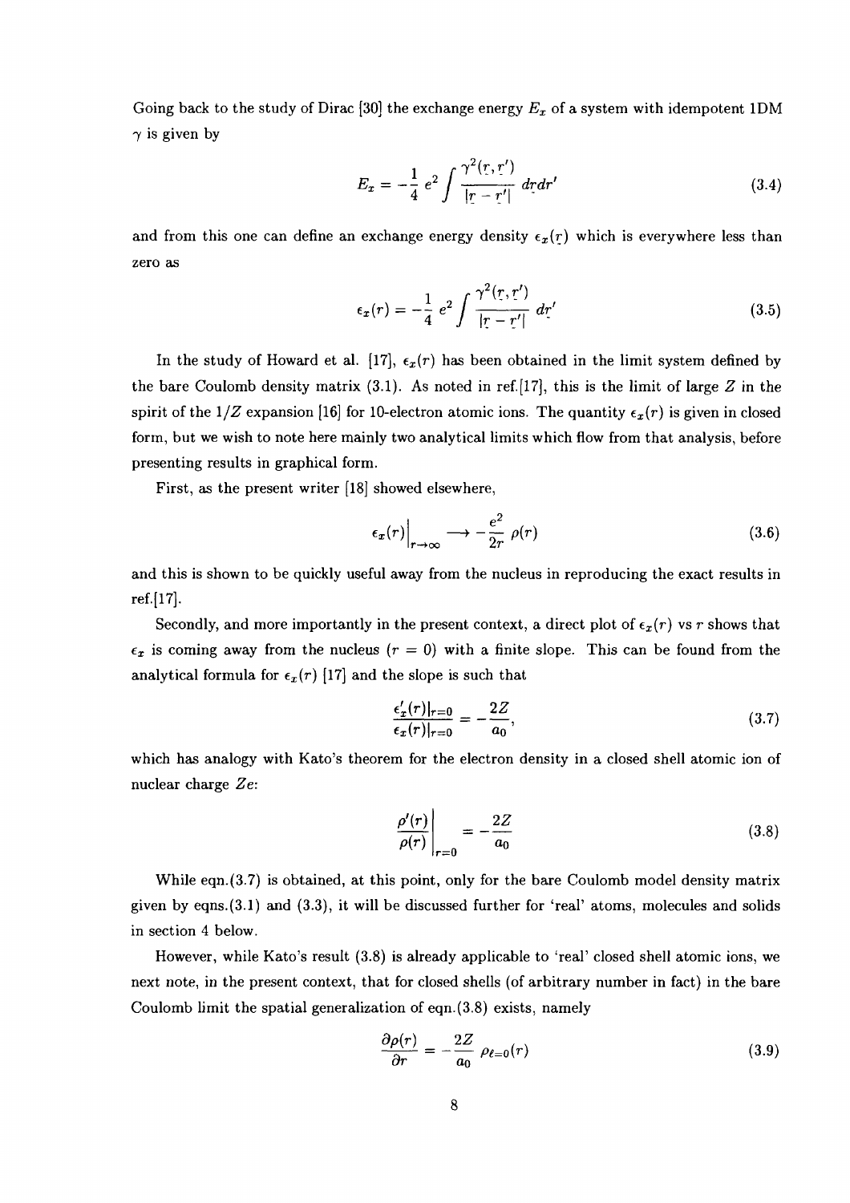Going back to the study of Dirac [30] the exchange energy $E_x$ of a system with idempotent 1DM $\gamma$ is given by

$$E_x = -\frac{1}{4} e^2 \int \frac{\gamma^2(\underline{r}, \underline{r}')}{|\underline{r} - \underline{r}'|} \, d\underline{r} d\underline{r}' \tag{3.4}$$

and from this one can define an exchange energy density $\epsilon_x(\underline{r})$ which is everywhere less than zero as

$$\epsilon_x(r) = -\frac{1}{4} e^2 \int \frac{\gamma^2(\underline{r}, \underline{r}')}{|\underline{r} - \underline{r}'|} \, d\underline{r}' \tag{3.5}$$

In the study of Howard et al. [17], $\epsilon_x(r)$ has been obtained in the limit system defined by the bare Coulomb density matrix (3.1). As noted in ref.[17], this is the limit of large $Z$ in the spirit of the $1/Z$ expansion [16] for 10-electron atomic ions. The quantity $\epsilon_x(r)$ is given in closed form, but we wish to note here mainly two analytical limits which flow from that analysis, before presenting results in graphical form.

First, as the present writer [18] showed elsewhere,

$$\epsilon_x(r)\Big|_{r\to\infty} \longrightarrow -\frac{e^2}{2r} \rho(r) \tag{3.6}$$

and this is shown to be quickly useful away from the nucleus in reproducing the exact results in ref.[17].

Secondly, and more importantly in the present context, a direct plot of $\epsilon_x(r)$ vs $r$ shows that $\epsilon_x$ is coming away from the nucleus ($r = 0$) with a finite slope. This can be found from the analytical formula for $\epsilon_x(r)$ [17] and the slope is such that

$$\frac{\epsilon_x'(r)|_{r=0}}{\epsilon_x(r)|_{r=0}} = -\frac{2Z}{a_0}, \tag{3.7}$$

which has analogy with Kato's theorem for the electron density in a closed shell atomic ion of nuclear charge $Ze$:

$$\left.\frac{\rho'(r)}{\rho(r)}\right|_{r=0} = -\frac{2Z}{a_0} \tag{3.8}$$

While eqn.(3.7) is obtained, at this point, only for the bare Coulomb model density matrix given by eqns.(3.1) and (3.3), it will be discussed further for 'real' atoms, molecules and solids in section 4 below.

However, while Kato's result (3.8) is already applicable to 'real' closed shell atomic ions, we next note, in the present context, that for closed shells (of arbitrary number in fact) in the bare Coulomb limit the spatial generalization of eqn.(3.8) exists, namely

$$\frac{\partial \rho(r)}{\partial r} = -\frac{2Z}{a_0} \rho_{\ell=0}(r) \tag{3.9}$$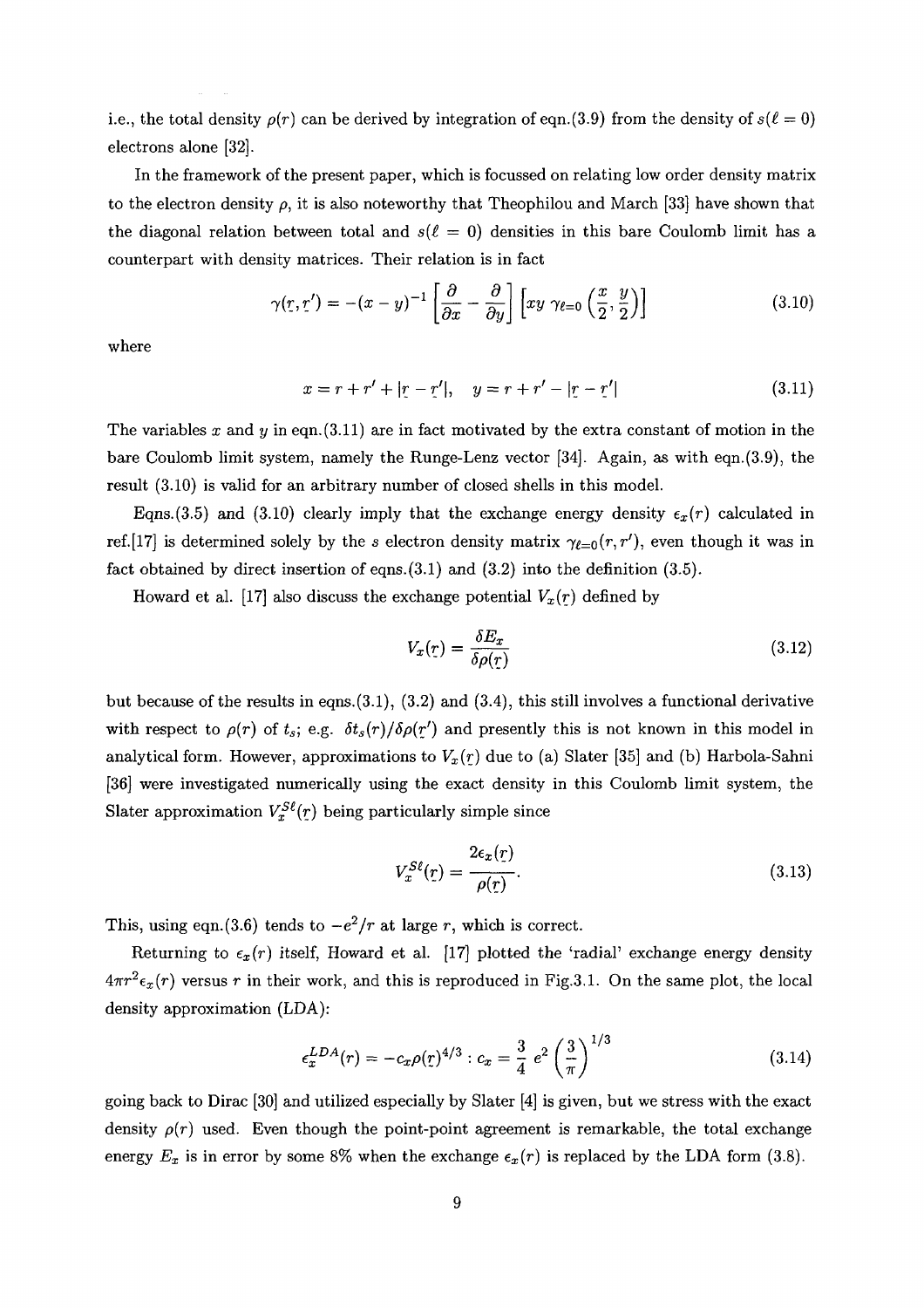i.e., the total density $\rho(r)$ can be derived by integration of eqn.(3.9) from the density of $s(\ell = 0)$ electrons alone [32].

In the framework of the present paper, which is focussed on relating low order density matrix to the electron density $\rho$, it is also noteworthy that Theophilou and March [33] have shown that the diagonal relation between total and $s(\ell = 0)$ densities in this bare Coulomb limit has a counterpart with density matrices. Their relation is in fact

$$\gamma(\underset{\sim}{r}, \underset{\sim}{r}') = -(x-y)^{-1}\left[\frac{\partial}{\partial x} - \frac{\partial}{\partial y}\right]\left[xy\ \gamma_{\ell=0}\left(\frac{x}{2}, \frac{y}{2}\right)\right] \tag{3.10}$$

where

$$x = r + r' + |\underset{\sim}{r} - \underset{\sim}{r}'|, \quad y = r + r' - |\underset{\sim}{r} - \underset{\sim}{r}'| \tag{3.11}$$

The variables $x$ and $y$ in eqn.(3.11) are in fact motivated by the extra constant of motion in the bare Coulomb limit system, namely the Runge-Lenz vector [34]. Again, as with eqn.(3.9), the result (3.10) is valid for an arbitrary number of closed shells in this model.

Eqns.(3.5) and (3.10) clearly imply that the exchange energy density $\epsilon_x(r)$ calculated in ref.[17] is determined solely by the $s$ electron density matrix $\gamma_{\ell=0}(r, r')$, even though it was in fact obtained by direct insertion of eqns.(3.1) and (3.2) into the definition (3.5).

Howard et al. [17] also discuss the exchange potential $V_x(\underset{\sim}{r})$ defined by

$$V_x(\underset{\sim}{r}) = \frac{\delta E_x}{\delta \rho(\underset{\sim}{r})} \tag{3.12}$$

but because of the results in eqns.(3.1), (3.2) and (3.4), this still involves a functional derivative with respect to $\rho(r)$ of $t_s$; e.g. $\delta t_s(r)/\delta\rho(\underset{\sim}{r}')$ and presently this is not known in this model in analytical form. However, approximations to $V_x(\underset{\sim}{r})$ due to (a) Slater [35] and (b) Harbola-Sahni [36] were investigated numerically using the exact density in this Coulomb limit system, the Slater approximation $V_x^{S\ell}(\underset{\sim}{r})$ being particularly simple since

$$V_x^{S\ell}(\underset{\sim}{r}) = \frac{2\epsilon_x(\underset{\sim}{r})}{\rho(\underset{\sim}{r})}. \tag{3.13}$$

This, using eqn.(3.6) tends to $-e^2/r$ at large $r$, which is correct.

Returning to $\epsilon_x(r)$ itself, Howard et al. [17] plotted the 'radial' exchange energy density $4\pi r^2\epsilon_x(r)$ versus $r$ in their work, and this is reproduced in Fig.3.1. On the same plot, the local density approximation (LDA):

$$\epsilon_x^{LDA}(r) = -c_x\rho(\underset{\sim}{r})^{4/3} : c_x = \frac{3}{4}\ e^2\left(\frac{3}{\pi}\right)^{1/3} \tag{3.14}$$

going back to Dirac [30] and utilized especially by Slater [4] is given, but we stress with the exact density $\rho(r)$ used. Even though the point-point agreement is remarkable, the total exchange energy $E_x$ is in error by some 8% when the exchange $\epsilon_x(r)$ is replaced by the LDA form (3.8).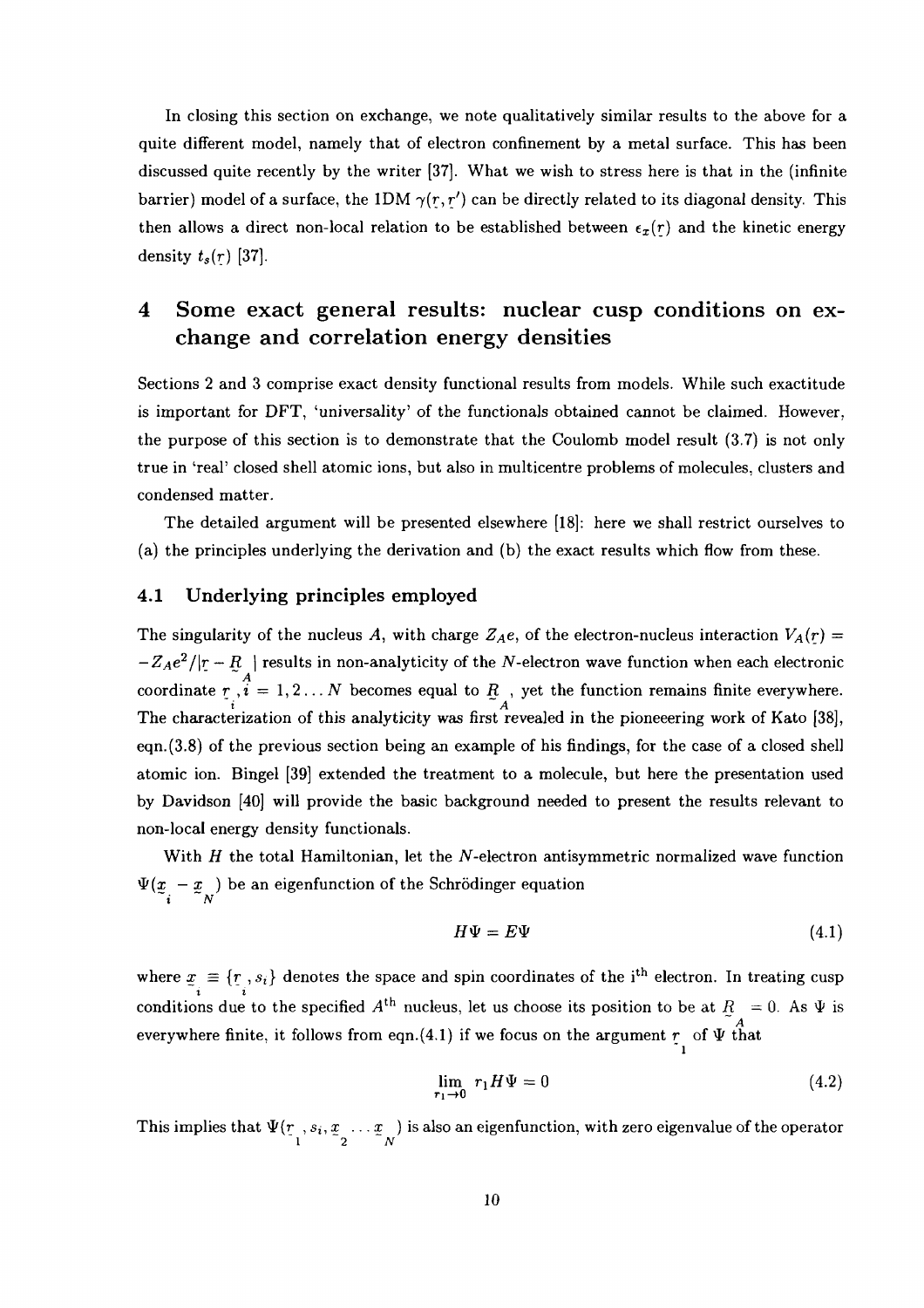In closing this section on exchange, we note qualitatively similar results to the above for a quite different model, namely that of electron confinement by a metal surface. This has been discussed quite recently by the writer [37]. What we wish to stress here is that in the (infinite barrier) model of a surface, the 1DM $\gamma(\underset{\sim}{r}, \underset{\sim}{r}')$ can be directly related to its diagonal density. This then allows a direct non-local relation to be established between $\epsilon_x(\underset{\sim}{r})$ and the kinetic energy density $t_s(\underset{\sim}{r})$ [37].

# 4 Some exact general results: nuclear cusp conditions on exchange and correlation energy densities

Sections 2 and 3 comprise exact density functional results from models. While such exactitude is important for DFT, 'universality' of the functionals obtained cannot be claimed. However, the purpose of this section is to demonstrate that the Coulomb model result (3.7) is not only true in 'real' closed shell atomic ions, but also in multicentre problems of molecules, clusters and condensed matter.

The detailed argument will be presented elsewhere [18]: here we shall restrict ourselves to (a) the principles underlying the derivation and (b) the exact results which flow from these.

## 4.1 Underlying principles employed

The singularity of the nucleus $A$, with charge $Z_A e$, of the electron-nucleus interaction $V_A(\underset{\sim}{r}) = -Z_A e^2/|\underset{\sim}{r} - \underset{\sim}{R}_A|$ results in non-analyticity of the $N$-electron wave function when each electronic coordinate $\underset{\sim}{r}_i, i = 1, 2 \ldots N$ becomes equal to $\underset{\sim}{R}_A$, yet the function remains finite everywhere. The characterization of this analyticity was first revealed in the pioneeering work of Kato [38], eqn.(3.8) of the previous section being an example of his findings, for the case of a closed shell atomic ion. Bingel [39] extended the treatment to a molecule, but here the presentation used by Davidson [40] will provide the basic background needed to present the results relevant to non-local energy density functionals.

With $H$ the total Hamiltonian, let the $N$-electron antisymmetric normalized wave function $\Psi(\underset{\sim}{x}_i - \underset{\sim}{x}_N)$ be an eigenfunction of the Schrödinger equation

$$H\Psi = E\Psi \tag{4.1}$$

where $\underset{\sim}{x}_i \equiv \{\underset{\sim}{r}_i, s_i\}$ denotes the space and spin coordinates of the i[th] electron. In treating cusp conditions due to the specified $A^{\text{th}}$ nucleus, let us choose its position to be at $\underset{\sim}{R}_A = 0$. As $\Psi$ is everywhere finite, it follows from eqn.(4.1) if we focus on the argument $\underset{\sim}{r}_1$ of $\Psi$ that

$$\lim_{r_1 \to 0} r_1 H\Psi = 0 \tag{4.2}$$

This implies that $\Psi(\underset{\sim}{r}_1, s_i, \underset{\sim}{x}_2 \ldots \underset{\sim}{x}_N)$ is also an eigenfunction, with zero eigenvalue of the operator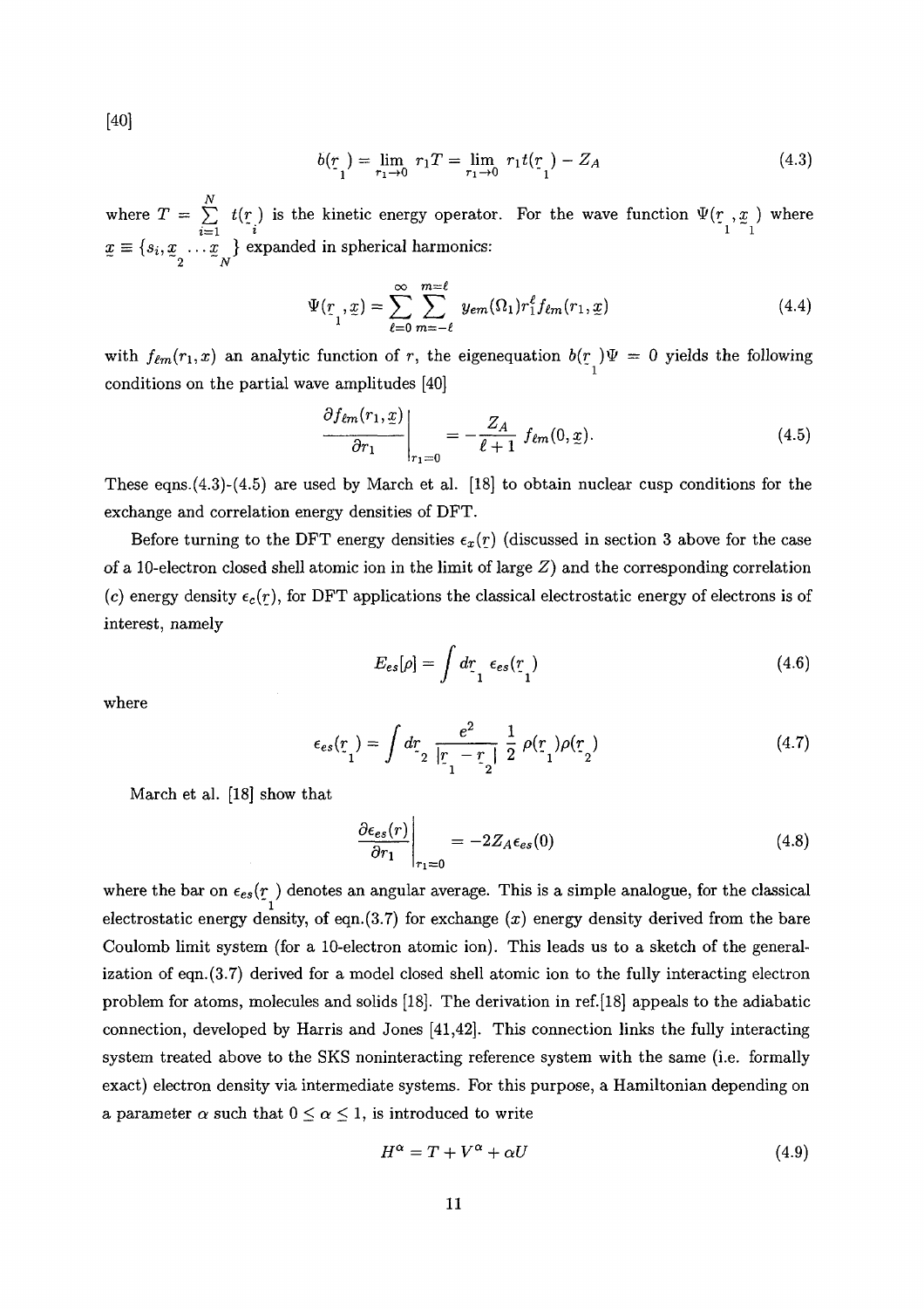[40]

$$b(\underset{1}{r}) = \lim_{r_1 \to 0} r_1 T = \lim_{r_1 \to 0} r_1 t(\underset{1}{r}) - Z_A \tag{4.3}$$

where $T = \sum_{i=1}^{N} t(\underset{i}{r})$ is the kinetic energy operator. For the wave function $\Psi(\underset{1}{r}, \underset{1}{x})$ where $\underset{\sim}{x} \equiv \{s_i, \underset{2}{x} \ldots \underset{N}{x}\}$ expanded in spherical harmonics:

$$\Psi(\underset{1}{r}, \underset{\sim}{x}) = \sum_{\ell=0}^{\infty} \sum_{m=-\ell}^{m=\ell} y_{\ell m}(\Omega_1) r_1^{\ell} f_{\ell m}(r_1, \underset{\sim}{x}) \tag{4.4}$$

with $f_{\ell m}(r_1, x)$ an analytic function of $r$, the eigenequation $b(\underset{1}{r})\Psi = 0$ yields the following conditions on the partial wave amplitudes [40]

$$\left.\frac{\partial f_{\ell m}(r_1, \underset{\sim}{x})}{\partial r_1}\right|_{r_1=0} = -\frac{Z_A}{\ell+1} f_{\ell m}(0, \underset{\sim}{x}). \tag{4.5}$$

These eqns.(4.3)-(4.5) are used by March et al. [18] to obtain nuclear cusp conditions for the exchange and correlation energy densities of DFT.

Before turning to the DFT energy densities $\epsilon_x(\underset{\sim}{r})$ (discussed in section 3 above for the case of a 10-electron closed shell atomic ion in the limit of large $Z$) and the corresponding correlation ($c$) energy density $\epsilon_c(\underset{\sim}{r})$, for DFT applications the classical electrostatic energy of electrons is of interest, namely

$$E_{es}[\rho] = \int d\underset{1}{r}\; \epsilon_{es}(\underset{1}{r}) \tag{4.6}$$

where

$$\epsilon_{es}(\underset{1}{r}) = \int d\underset{2}{r}\; \frac{e^2}{|\underset{1}{r} - \underset{2}{r}|}\, \frac{1}{2}\, \rho(\underset{1}{r})\rho(\underset{2}{r}) \tag{4.7}$$

March et al. [18] show that

$$\left.\frac{\partial \bar{\epsilon}_{es}(r)}{\partial r_1}\right|_{r_1=0} = -2Z_A \epsilon_{es}(0) \tag{4.8}$$

where the bar on $\epsilon_{es}(\underset{1}{r})$ denotes an angular average. This is a simple analogue, for the classical electrostatic energy density, of eqn.(3.7) for exchange ($x$) energy density derived from the bare Coulomb limit system (for a 10-electron atomic ion). This leads us to a sketch of the generalization of eqn.(3.7) derived for a model closed shell atomic ion to the fully interacting electron problem for atoms, molecules and solids [18]. The derivation in ref.[18] appeals to the adiabatic connection, developed by Harris and Jones [41,42]. This connection links the fully interacting system treated above to the SKS noninteracting reference system with the same (i.e. formally exact) electron density via intermediate systems. For this purpose, a Hamiltonian depending on a parameter $\alpha$ such that $0 \leq \alpha \leq 1$, is introduced to write

$$H^{\alpha} = T + V^{\alpha} + \alpha U \tag{4.9}$$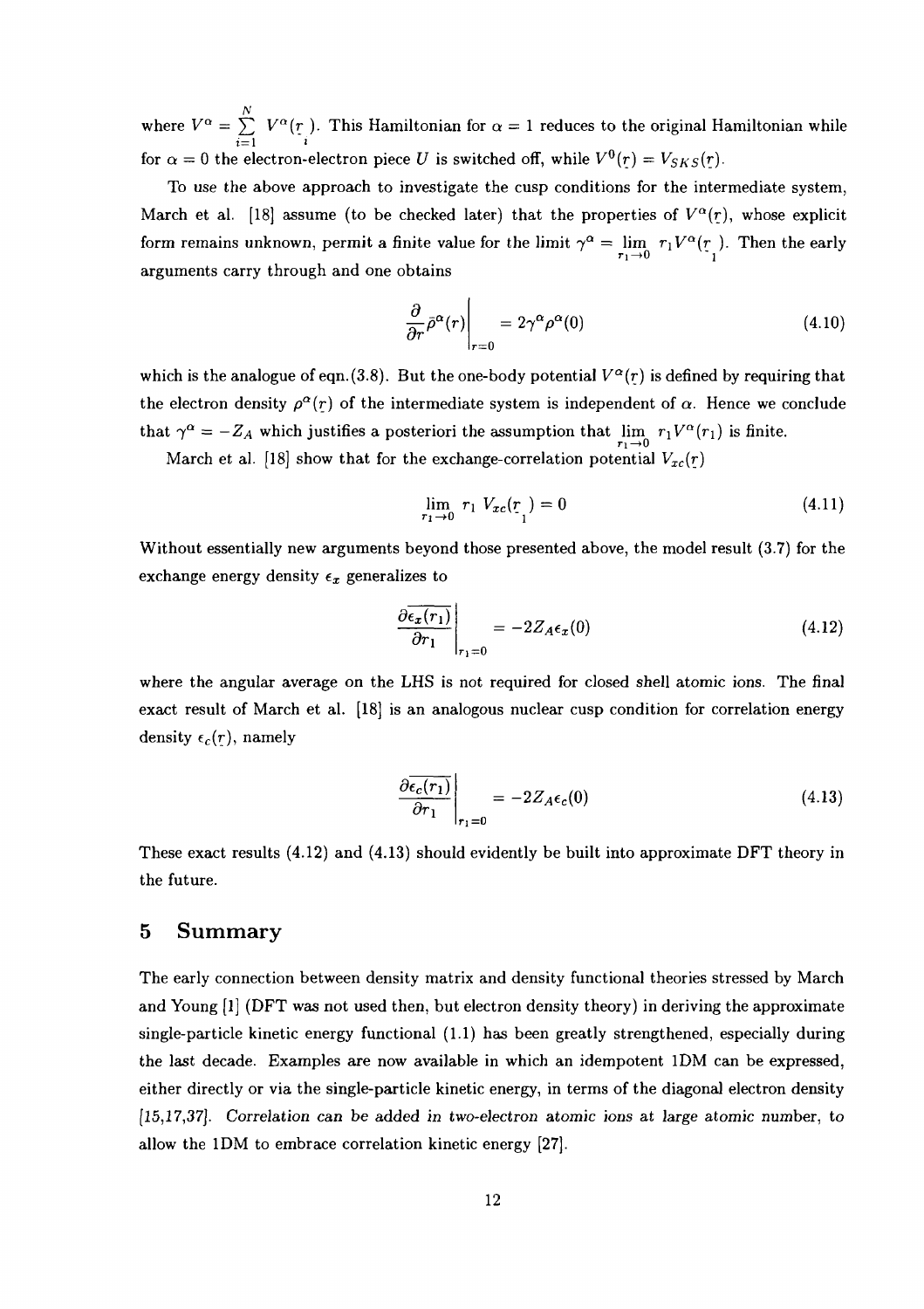where $V^\alpha = \sum_{i=1}^{N} V^\alpha(\underset{\sim}{r}_i)$. This Hamiltonian for $\alpha = 1$ reduces to the original Hamiltonian while for $\alpha = 0$ the electron-electron piece $U$ is switched off, while $V^0(\underset{\sim}{r}) = V_{SKS}(\underset{\sim}{r})$.

To use the above approach to investigate the cusp conditions for the intermediate system, March et al. [18] assume (to be checked later) that the properties of $V^\alpha(\underset{\sim}{r})$, whose explicit form remains unknown, permit a finite value for the limit $\gamma^\alpha = \lim_{r_1 \to 0} r_1 V^\alpha(\underset{\sim}{r}_1)$. Then the early arguments carry through and one obtains

$$\left. \frac{\partial}{\partial r} \bar{\rho}^\alpha(r) \right|_{r=0} = 2\gamma^\alpha \rho^\alpha(0) \tag{4.10}$$

which is the analogue of eqn.(3.8). But the one-body potential $V^\alpha(\underset{\sim}{r})$ is defined by requiring that the electron density $\rho^\alpha(\underset{\sim}{r})$ of the intermediate system is independent of $\alpha$. Hence we conclude that $\gamma^\alpha = -Z_A$ which justifies a posteriori the assumption that $\lim_{r_1 \to 0} r_1 V^\alpha(r_1)$ is finite.

March et al. [18] show that for the exchange-correlation potential $V_{xc}(\underset{\sim}{r})$

$$\lim_{r_1 \to 0} r_1 \, V_{xc}(\underset{\sim}{r}_1) = 0 \tag{4.11}$$

Without essentially new arguments beyond those presented above, the model result (3.7) for the exchange energy density $\epsilon_x$ generalizes to

$$\left. \overline{\frac{\partial \epsilon_x(r_1)}{\partial r_1}} \right|_{r_1=0} = -2Z_A \epsilon_x(0) \tag{4.12}$$

where the angular average on the LHS is not required for closed shell atomic ions. The final exact result of March et al. [18] is an analogous nuclear cusp condition for correlation energy density $\epsilon_c(\underset{\sim}{r})$, namely

$$\left. \overline{\frac{\partial \epsilon_c(r_1)}{\partial r_1}} \right|_{r_1=0} = -2Z_A \epsilon_c(0) \tag{4.13}$$

These exact results (4.12) and (4.13) should evidently be built into approximate DFT theory in the future.

## 5 Summary

The early connection between density matrix and density functional theories stressed by March and Young [1] (DFT was not used then, but electron density theory) in deriving the approximate single-particle kinetic energy functional (1.1) has been greatly strengthened, especially during the last decade. Examples are now available in which an idempotent 1DM can be expressed, either directly or via the single-particle kinetic energy, in terms of the diagonal electron density [15,17,37]. *Correlation can be added in two-electron atomic ions at large atomic number*, to allow the 1DM to embrace correlation kinetic energy [27].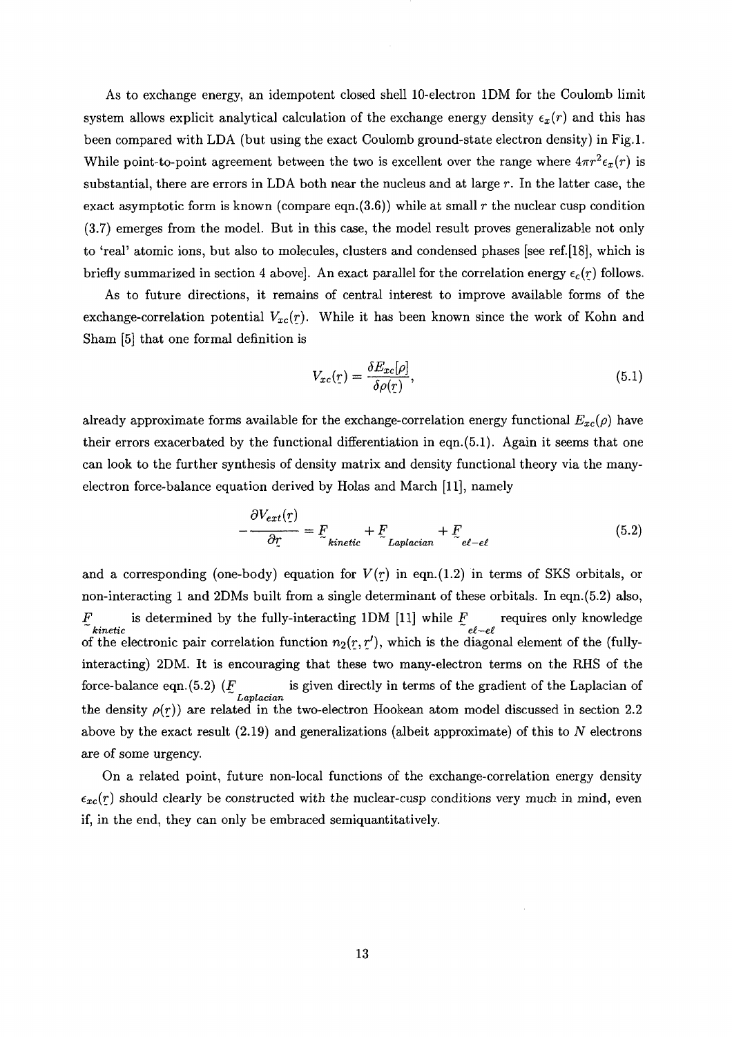As to exchange energy, an idempotent closed shell 10-electron 1DM for the Coulomb limit system allows explicit analytical calculation of the exchange energy density $\epsilon_x(r)$ and this has been compared with LDA (but using the exact Coulomb ground-state electron density) in Fig.1. While point-to-point agreement between the two is excellent over the range where $4\pi r^2 \epsilon_x(r)$ is substantial, there are errors in LDA both near the nucleus and at large $r$. In the latter case, the exact asymptotic form is known (compare eqn.(3.6)) while at small $r$ the nuclear cusp condition (3.7) emerges from the model. But in this case, the model result proves generalizable not only to 'real' atomic ions, but also to molecules, clusters and condensed phases [see ref.[18], which is briefly summarized in section 4 above]. An exact parallel for the correlation energy $\epsilon_c(\underset{\sim}{r})$ follows.

As to future directions, it remains of central interest to improve available forms of the exchange-correlation potential $V_{xc}(\underset{\sim}{r})$. While it has been known since the work of Kohn and Sham [5] that one formal definition is

$$V_{xc}(\underset{\sim}{r}) = \frac{\delta E_{xc}[\rho]}{\delta \rho(\underset{\sim}{r})}, \tag{5.1}$$

already approximate forms available for the exchange-correlation energy functional $E_{xc}(\rho)$ have their errors exacerbated by the functional differentiation in eqn.(5.1). Again it seems that one can look to the further synthesis of density matrix and density functional theory via the many-electron force-balance equation derived by Holas and March [11], namely

$$-\frac{\partial V_{ext}(\underset{\sim}{r})}{\partial \underset{\sim}{r}} = \underset{\sim}{F}_{kinetic} + \underset{\sim}{F}_{Laplacian} + \underset{\sim}{F}_{e\ell-e\ell} \tag{5.2}$$

and a corresponding (one-body) equation for $V(\underset{\sim}{r})$ in eqn.(1.2) in terms of SKS orbitals, or non-interacting 1 and 2DMs built from a single determinant of these orbitals. In eqn.(5.2) also, $\underset{\sim}{F}_{kinetic}$ is determined by the fully-interacting 1DM [11] while $\underset{\sim}{F}_{e\ell-e\ell}$ requires only knowledge of the electronic pair correlation function $n_2(\underset{\sim}{r}, \underset{\sim}{r}')$, which is the diagonal element of the (fully-interacting) 2DM. It is encouraging that these two many-electron terms on the RHS of the force-balance eqn.(5.2) ($\underset{\sim}{F}_{Laplacian}$ is given directly in terms of the gradient of the Laplacian of the density $\rho(\underset{\sim}{r})$) are related in the two-electron Hookean atom model discussed in section 2.2 above by the exact result (2.19) and generalizations (albeit approximate) of this to $N$ electrons are of some urgency.

On a related point, future non-local functions of the exchange-correlation energy density $\epsilon_{xc}(\underset{\sim}{r})$ should clearly be constructed with the nuclear-cusp conditions very much in mind, even if, in the end, they can only be embraced semiquantitatively.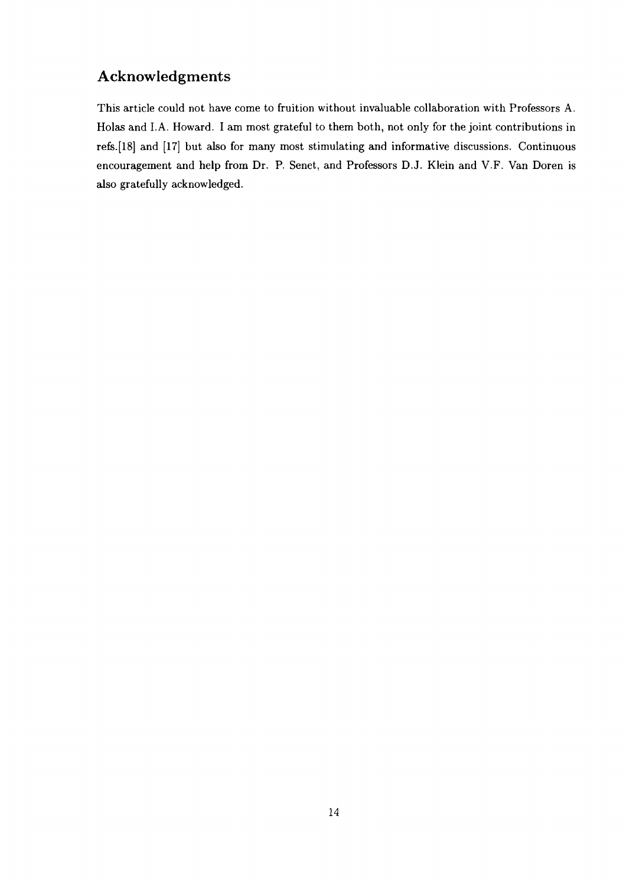## Acknowledgments

This article could not have come to fruition without invaluable collaboration with Professors A. Holas and I.A. Howard. I am most grateful to them both, not only for the joint contributions in refs.[18] and [17] but also for many most stimulating and informative discussions. Continuous encouragement and help from Dr. P. Senet, and Professors D.J. Klein and V.F. Van Doren is also gratefully acknowledged.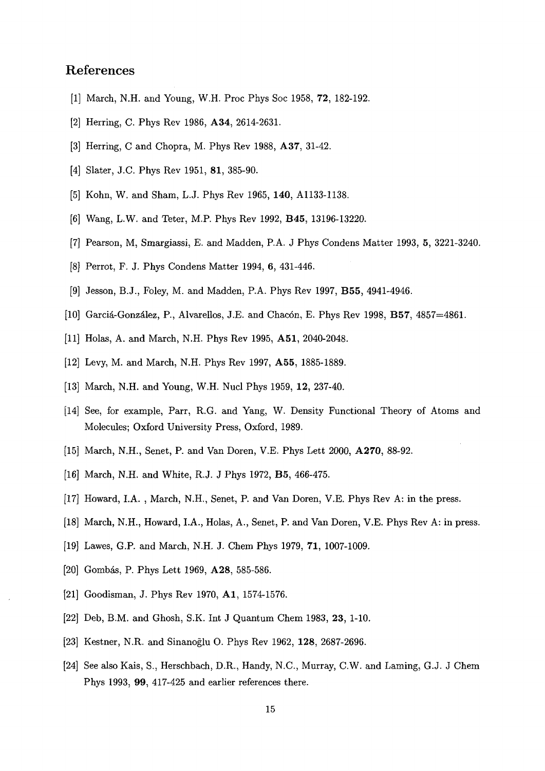## References

[1] March, N.H. and Young, W.H. Proc Phys Soc 1958, **72**, 182-192.

[2] Herring, C. Phys Rev 1986, **A34**, 2614-2631.

[3] Herring, C and Chopra, M. Phys Rev 1988, **A37**, 31-42.

[4] Slater, J.C. Phys Rev 1951, **81**, 385-90.

[5] Kohn, W. and Sham, L.J. Phys Rev 1965, **140**, A1133-1138.

[6] Wang, L.W. and Teter, M.P. Phys Rev 1992, **B45**, 13196-13220.

[7] Pearson, M, Smargiassi, E. and Madden, P.A. J Phys Condens Matter 1993, **5**, 3221-3240.

[8] Perrot, F. J. Phys Condens Matter 1994, **6**, 431-446.

[9] Jesson, B.J., Foley, M. and Madden, P.A. Phys Rev 1997, **B55**, 4941-4946.

[10] Garciá-González, P., Alvarellos, J.E. and Chacón, E. Phys Rev 1998, **B57**, 4857=4861.

[11] Holas, A. and March, N.H. Phys Rev 1995, **A51**, 2040-2048.

[12] Levy, M. and March, N.H. Phys Rev 1997, **A55**, 1885-1889.

[13] March, N.H. and Young, W.H. Nucl Phys 1959, **12**, 237-40.

[14] See, for example, Parr, R.G. and Yang, W. Density Functional Theory of Atoms and Molecules; Oxford University Press, Oxford, 1989.

[15] March, N.H., Senet, P. and Van Doren, V.E. Phys Lett 2000, **A270**, 88-92.

[16] March, N.H. and White, R.J. J Phys 1972, **B5**, 466-475.

[17] Howard, I.A. , March, N.H., Senet, P. and Van Doren, V.E. Phys Rev A: in the press.

[18] March, N.H., Howard, I.A., Holas, A., Senet, P. and Van Doren, V.E. Phys Rev A: in press.

[19] Lawes, G.P. and March, N.H. J. Chem Phys 1979, **71**, 1007-1009.

[20] Gombás, P. Phys Lett 1969, **A28**, 585-586.

[21] Goodisman, J. Phys Rev 1970, **A1**, 1574-1576.

[22] Deb, B.M. and Ghosh, S.K. Int J Quantum Chem 1983, **23**, 1-10.

[23] Kestner, N.R. and Sinanoğlu O. Phys Rev 1962, **128**, 2687-2696.

[24] See also Kais, S., Herschbach, D.R., Handy, N.C., Murray, C.W. and Laming, G.J. J Chem Phys 1993, **99**, 417-425 and earlier references there.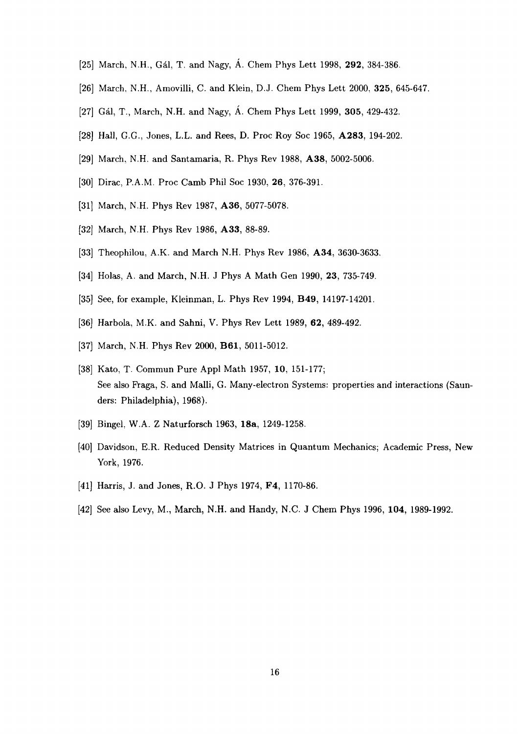[25] March, N.H., Gál, T. and Nagy, Á. Chem Phys Lett 1998, **292**, 384-386.

[26] March, N.H., Amovilli, C. and Klein, D.J. Chem Phys Lett 2000, **325**, 645-647.

[27] Gál, T., March, N.H. and Nagy, Á. Chem Phys Lett 1999, **305**, 429-432.

[28] Hall, G.G., Jones, L.L. and Rees, D. Proc Roy Soc 1965, **A283**, 194-202.

[29] March, N.H. and Santamaria, R. Phys Rev 1988, **A38**, 5002-5006.

[30] Dirac, P.A.M. Proc Camb Phil Soc 1930, **26**, 376-391.

[31] March, N.H. Phys Rev 1987, **A36**, 5077-5078.

[32] March, N.H. Phys Rev 1986, **A33**, 88-89.

[33] Theophilou, A.K. and March N.H. Phys Rev 1986, **A34**, 3630-3633.

[34] Holas, A. and March, N.H. J Phys A Math Gen 1990, **23**, 735-749.

[35] See, for example, Kleinman, L. Phys Rev 1994, **B49**, 14197-14201.

[36] Harbola, M.K. and Sahni, V. Phys Rev Lett 1989, **62**, 489-492.

[37] March, N.H. Phys Rev 2000, **B61**, 5011-5012.

[38] Kato, T. Commun Pure Appl Math 1957, **10**, 151-177;
See also Fraga, S. and Malli, G. Many-electron Systems: properties and interactions (Saunders: Philadelphia), 1968).

[39] Bingel, W.A. Z Naturforsch 1963, **18a**, 1249-1258.

[40] Davidson, E.R. Reduced Density Matrices in Quantum Mechanics; Academic Press, New York, 1976.

[41] Harris, J. and Jones, R.O. J Phys 1974, **F4**, 1170-86.

[42] See also Levy, M., March, N.H. and Handy, N.C. J Chem Phys 1996, **104**, 1989-1992.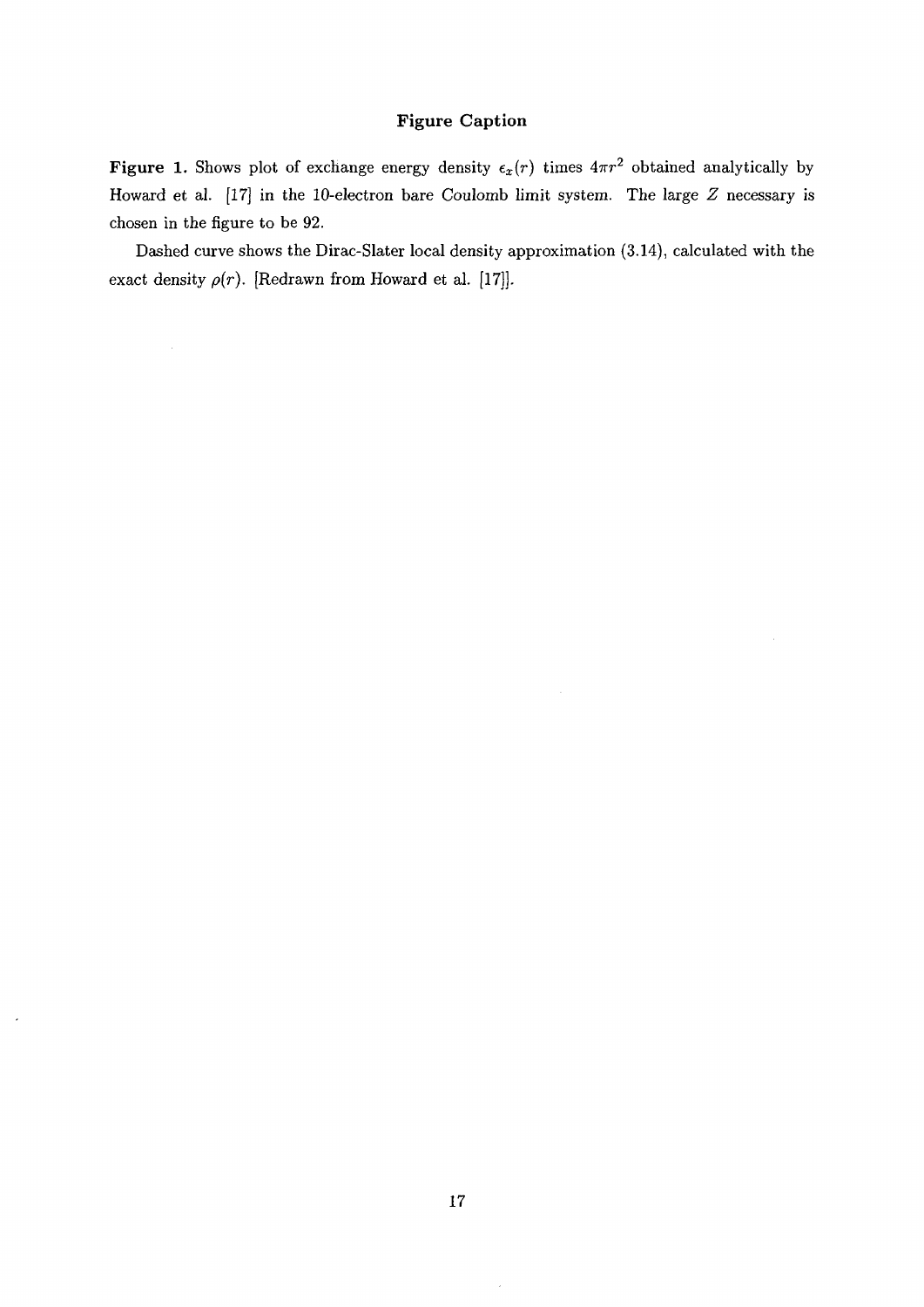## Figure Caption

**Figure 1.** Shows plot of exchange energy density $\epsilon_x(r)$ times $4\pi r^2$ obtained analytically by Howard et al. [17] in the 10-electron bare Coulomb limit system. The large $Z$ necessary is chosen in the figure to be 92.

Dashed curve shows the Dirac-Slater local density approximation (3.14), calculated with the exact density $\rho(r)$. [Redrawn from Howard et al. [17]].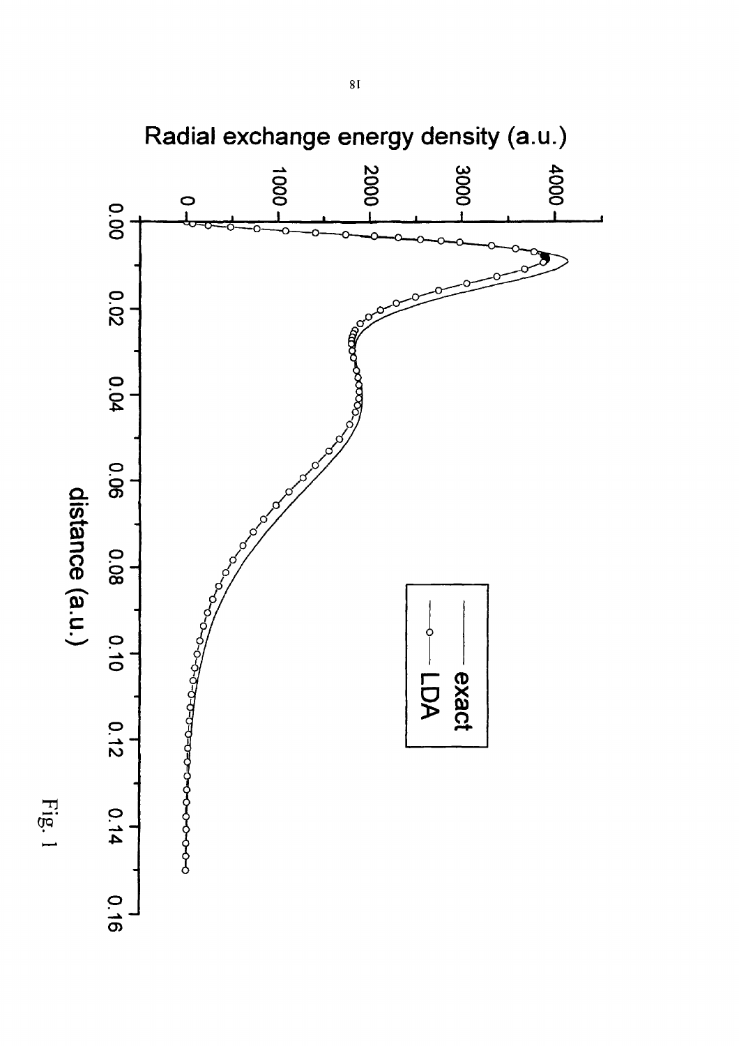Radial exchange energy density (a.u.)

0

1000

2000

3000

4000

0.00

0.02

0.04

0.06

0.08

0.10

0.12

0.14

0.16

distance (a.u.)

exact

LDA

Fig. 1